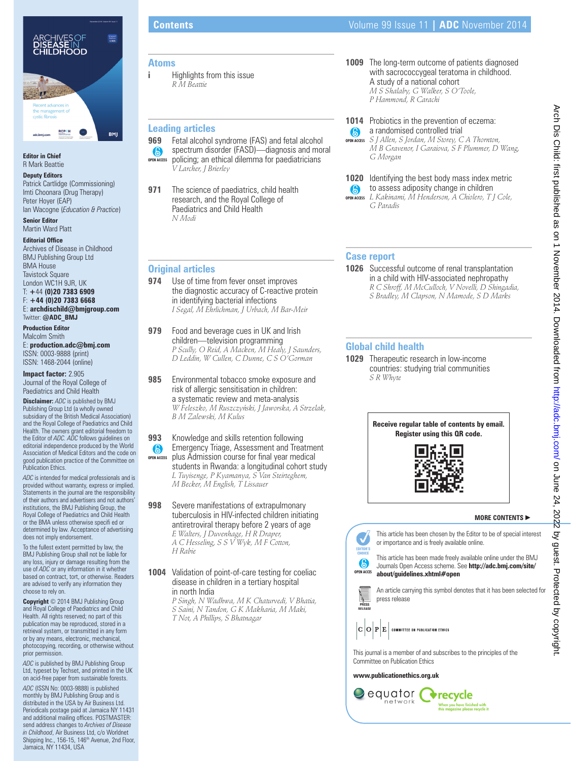# Contents

Volume 99 Issue 11 | **ADC** November 2014

**Editor in Chief**
R Mark Beattie

**Deputy Editors**
Patrick Cartlidge (Commissioning)
Imti Choonara (Drug Therapy)
Peter Hoyer (EAP)
Ian Wacogne (*Education & Practice*)

**Senior Editor**
Martin Ward Platt

**Editorial Office**
Archives of Disease in Childhood
BMJ Publishing Group Ltd
BMA House
Tavistock Square
London WC1H 9JR, UK
T: **+44 (0)20 7383 6909**
F: **+44 (0)20 7383 6668**
E: **archdischild@bmjgroup.com**
Twitter: **@ADC_BMJ**

**Production Editor**
Malcolm Smith
E: **production.adc@bmj.com**
ISSN: 0003-9888 (print)
ISSN: 1468-2044 (online)

**Impact factor:** 2.905
Journal of the Royal College of Paediatrics and Child Health

**Disclaimer:** *ADC* is published by BMJ Publishing Group Ltd (a wholly owned subsidiary of the British Medical Association) and the Royal College of Paediatrics and Child Health. The owners grant editorial freedom to the Editor of *ADC*. *ADC* follows guidelines on editorial independence produced by the World Association of Medical Editors and the code on good publication practice of the Committee on Publication Ethics.

*ADC* is intended for medical professionals and is provided without warranty, express or implied. Statements in the journal are the responsibility of their authors and advertisers and not authors' institutions, the BMJ Publishing Group, the Royal College of Paediatrics and Child Health or the BMA unless otherwise specifi ed or determined by law. Acceptance of advertising does not imply endorsement.

To the fullest extent permitted by law, the BMJ Publishing Group shall not be liable for any loss, injury or damage resulting from the use of *ADC* or any information in it whether based on contract, tort, or otherwise. Readers are advised to verify any information they choose to rely on.

**Copyright** © 2014 BMJ Publishing Group and Royal College of Paediatrics and Child Health. All rights reserved; no part of this publication may be reproduced, stored in a retrieval system, or transmitted in any form or by any means, electronic, mechanical, photocopying, recording, or otherwise without prior permission.

*ADC* is published by BMJ Publishing Group Ltd, typeset by Techset, and printed in the UK on acid-free paper from sustainable forests.

*ADC* (ISSN No: 0003-9888) is published monthly by BMJ Publishing Group and is distributed in the USA by Air Business Ltd. Periodicals postage paid at Jamaica NY 11431 and additional mailing offices. POSTMASTER: send address changes to *Archives of Disease in Childhood*, Air Business Ltd, c/o Worldnet Shipping Inc., 156-15, 146th Avenue, 2nd Floor, Jamaica, NY 11434, USA

## Atoms

**i** Highlights from this issue
*R M Beattie*

## Leading articles

**969** Fetal alcohol syndrome (FAS) and fetal alcohol spectrum disorder (FASD)—diagnosis and moral policing; an ethical dilemma for paediatricians (OPEN ACCESS)
*V Larcher, J Brierley*

**971** The science of paediatrics, child health research, and the Royal College of Paediatrics and Child Health
*N Modi*

## Original articles

**974** Use of time from fever onset improves the diagnostic accuracy of C-reactive protein in identifying bacterial infections
*I Segal, M Ehrlichman, J Urbach, M Bar-Meir*

**979** Food and beverage cues in UK and Irish children—television programming
*P Scully, O Reid, A Macken, M Healy, J Saunders, D Leddin, W Cullen, C Dunne, C S O'Gorman*

**985** Environmental tobacco smoke exposure and risk of allergic sensitisation in children: a systematic review and meta-analysis
*W Feleszko, M Ruszczyński, J Jaworska, A Strzelak, B M Zalewski, M Kulus*

**993** Knowledge and skills retention following Emergency Triage, Assessment and Treatment plus Admission course for final year medical students in Rwanda: a longitudinal cohort study (OPEN ACCESS)
*L Tuyisenge, P Kyamanya, S Van Steirteghem, M Becker, M English, T Lissauer*

**998** Severe manifestations of extrapulmonary tuberculosis in HIV-infected children initiating antiretroviral therapy before 2 years of age
*E Walters, J Duvenhage, H R Draper, A C Hesseling, S S V Wyk, M F Cotton, H Rabie*

**1004** Validation of point-of-care testing for coeliac disease in children in a tertiary hospital in north India
*P Singh, N Wadhwa, M K Chaturvedi, V Bhatia, S Saini, N Tandon, G K Makharia, M Maki, T Not, A Phillips, S Bhatnagar*

**1009** The long-term outcome of patients diagnosed with sacrococcygeal teratoma in childhood. A study of a national cohort
*M S Shalaby, G Walker, S O'Toole, P Hammond, R Carachi*

**1014** Probiotics in the prevention of eczema: a randomised controlled trial (OPEN ACCESS)
*S J Allen, S Jordan, M Storey, C A Thornton, M B Gravenor, I Garaiova, S F Plummer, D Wang, G Morgan*

**1020** Identifying the best body mass index metric to assess adiposity change in children (OPEN ACCESS)
*L Kakinami, M Henderson, A Chiolero, T J Cole, G Paradis*

## Case report

**1026** Successful outcome of renal transplantation in a child with HIV-associated nephropathy
*R C Shroff, M McCulloch, V Novelli, D Shingadia, S Bradley, M Clapson, N Mamode, S D Marks*

## Global child health

**1029** Therapeutic research in low-income countries: studying trial communities
*S R Whyte*

**Receive regular table of contents by email. Register using this QR code.**

**MORE CONTENTS ►**

EDITOR'S CHOICE: This article has been chosen by the Editor to be of special interest or importance and is freely available online.

OPEN ACCESS: This article has been made freely available online under the BMJ Journals Open Access scheme. See **http://adc.bmj.com/site/about/guidelines.xhtml#open**

PRESS RELEASE: An article carrying this symbol denotes that it has been selected for press release

COPE COMMITTEE ON PUBLICATION ETHICS

This journal is a member of and subscribes to the principles of the Committee on Publication Ethics

**www.publicationethics.org.uk**

equator network

recycle — When you have finished with this magazine please recycle it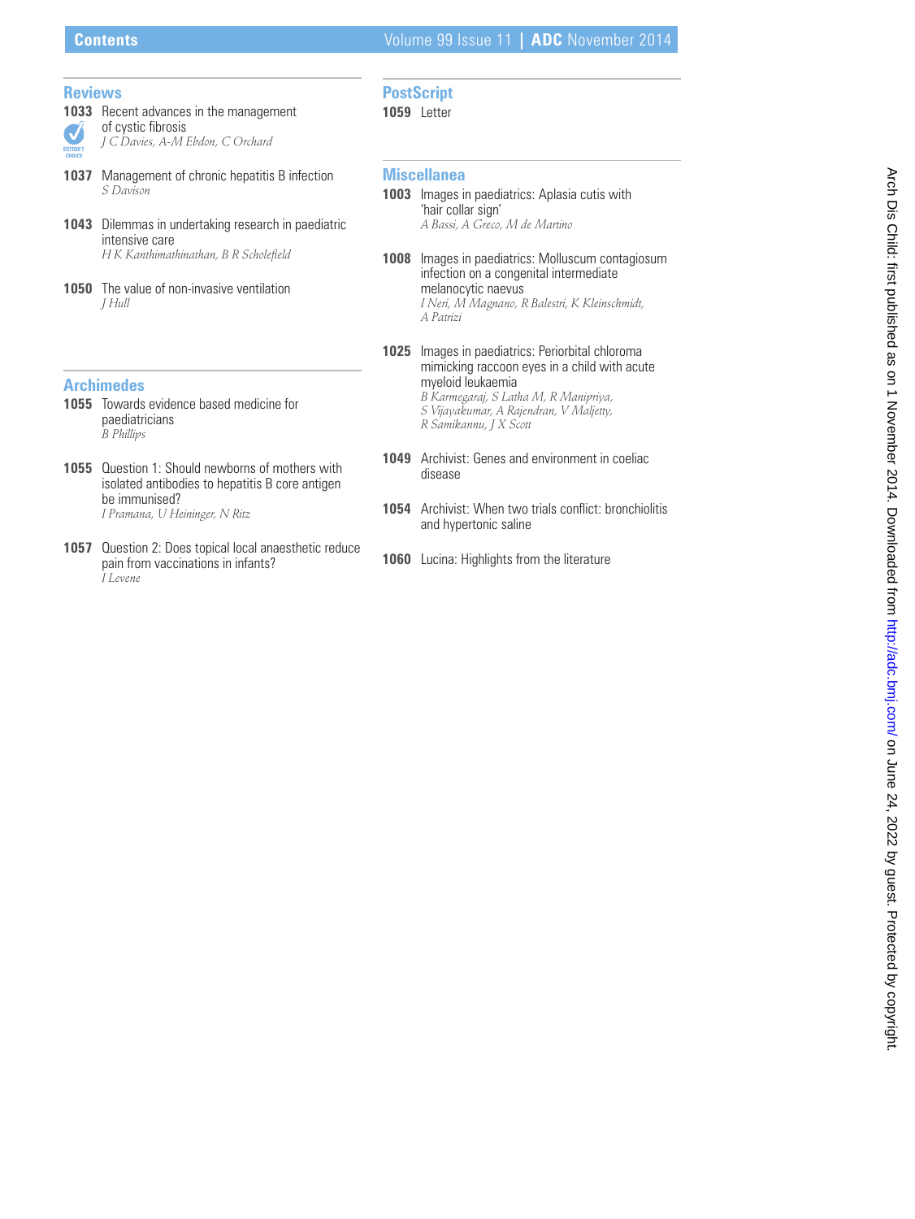# Contents

## Reviews

**1033** Recent advances in the management of cystic fibrosis
*J C Davies, A-M Ebdon, C Orchard*

EDITOR'S CHOICE

**1037** Management of chronic hepatitis B infection
*S Davison*

**1043** Dilemmas in undertaking research in paediatric intensive care
*H K Kanthimathinathan, B R Scholefield*

**1050** The value of non-invasive ventilation
*J Hull*

## Archimedes

**1055** Towards evidence based medicine for paediatricians
*B Phillips*

**1055** Question 1: Should newborns of mothers with isolated antibodies to hepatitis B core antigen be immunised?
*I Pramana, U Heininger, N Ritz*

**1057** Question 2: Does topical local anaesthetic reduce pain from vaccinations in infants?
*I Levene*

## PostScript

**1059** Letter

## Miscellanea

**1003** Images in paediatrics: Aplasia cutis with 'hair collar sign'
*A Bassi, A Greco, M de Martino*

**1008** Images in paediatrics: Molluscum contagiosum infection on a congenital intermediate melanocytic naevus
*I Neri, M Magnano, R Balestri, K Kleinschmidt, A Patrizi*

**1025** Images in paediatrics: Periorbital chloroma mimicking raccoon eyes in a child with acute myeloid leukaemia
*B Karmegaraj, S Latha M, R Manipriya, S Vijayakumar, A Rajendran, V Maljetty, R Samikannu, J X Scott*

**1049** Archivist: Genes and environment in coeliac disease

**1054** Archivist: When two trials conflict: bronchiolitis and hypertonic saline

**1060** Lucina: Highlights from the literature